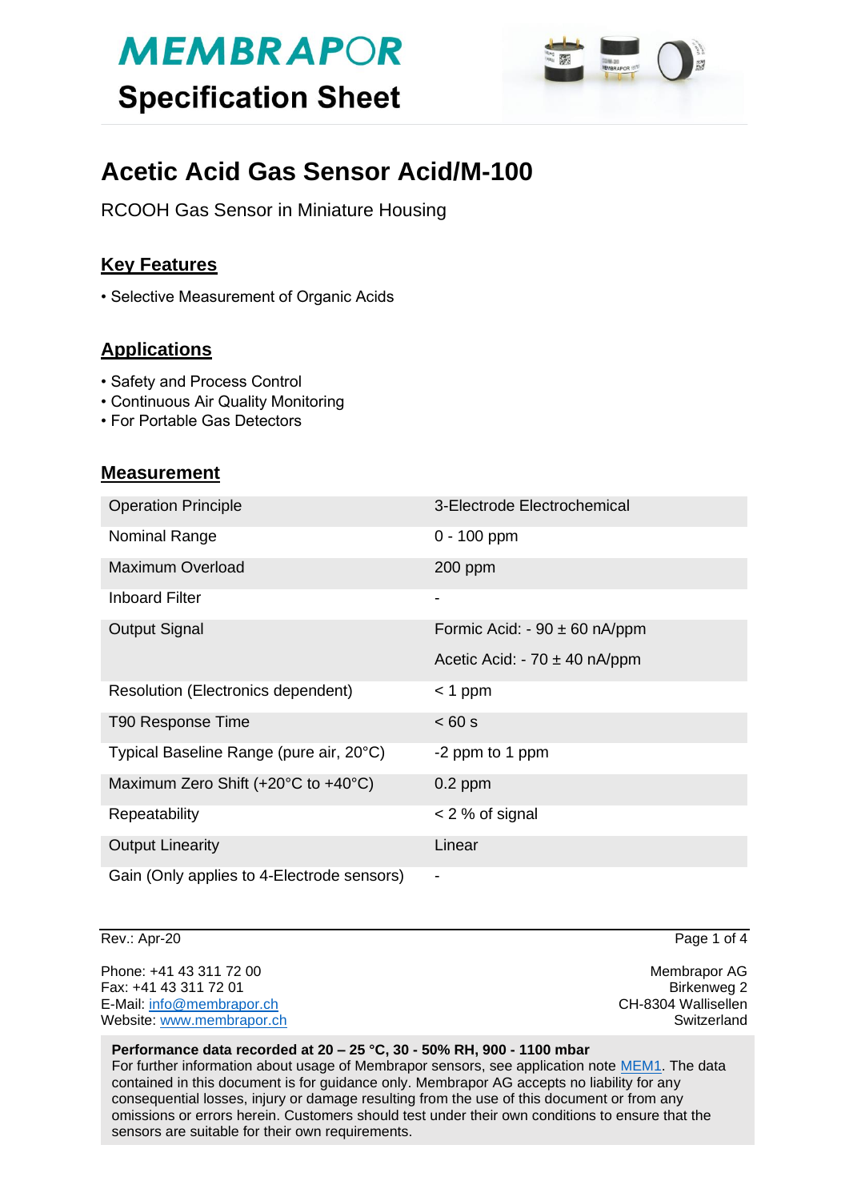# MEMBRAPOR

## Specification Sheet

# Acetic Acid Gas Sensor Acid/M-100

RCOOH Gas Sensor in Miniature Housing

## Key Features

• Selective Measurement of Organic Acids

## Applications

• Safety and Process Control
• Continuous Air Quality Monitoring
• For Portable Gas Detectors

## Measurement

| | |
|---|---|
| Operation Principle | 3-Electrode Electrochemical |
| Nominal Range | 0 - 100 ppm |
| Maximum Overload | 200 ppm |
| Inboard Filter | - |
| Output Signal | Formic Acid: - 90 ± 60 nA/ppm<br>Acetic Acid: - 70 ± 40 nA/ppm |
| Resolution (Electronics dependent) | < 1 ppm |
| T90 Response Time | < 60 s |
| Typical Baseline Range (pure air, 20°C) | -2 ppm to 1 ppm |
| Maximum Zero Shift (+20°C to +40°C) | 0.2 ppm |
| Repeatability | < 2 % of signal |
| Output Linearity | Linear |
| Gain (Only applies to 4-Electrode sensors) | - |

Rev.: Apr-20

Phone: +41 43 311 72 00
Fax: +41 43 311 72 01
E-Mail: info@membrapor.ch
Website: www.membrapor.ch

Membrapor AG
Birkenweg 2
CH-8304 Wallisellen
Switzerland

**Performance data recorded at 20 – 25 °C, 30 - 50% RH, 900 - 1100 mbar**
For further information about usage of Membrapor sensors, see application note MEM1. The data contained in this document is for guidance only. Membrapor AG accepts no liability for any consequential losses, injury or damage resulting from the use of this document or from any omissions or errors herein. Customers should test under their own conditions to ensure that the sensors are suitable for their own requirements.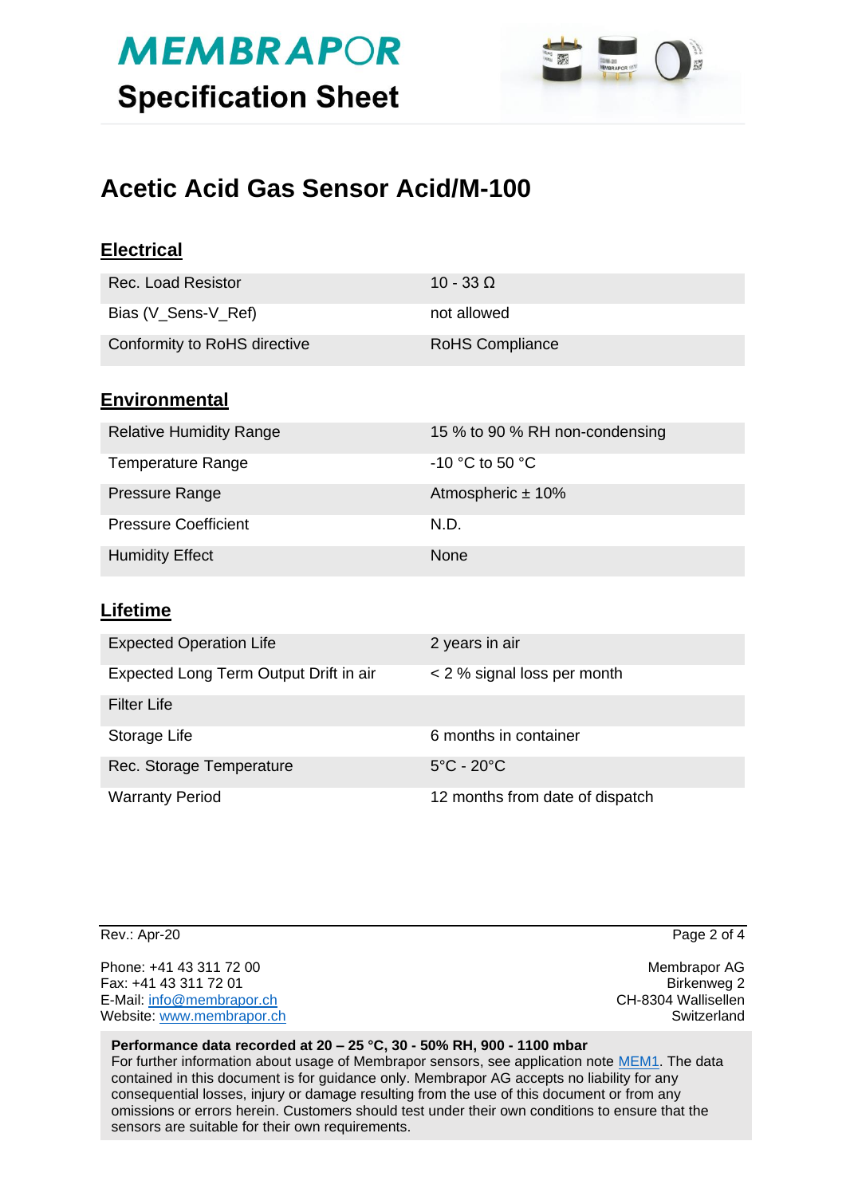# MEMBRAPOR

## Specification Sheet

# Acetic Acid Gas Sensor Acid/M-100

## Electrical

| | |
|---|---|
| Rec. Load Resistor | 10 - 33 Ω |
| Bias (V_Sens-V_Ref) | not allowed |
| Conformity to RoHS directive | RoHS Compliance |

## Environmental

| | |
|---|---|
| Relative Humidity Range | 15 % to 90 % RH non-condensing |
| Temperature Range | -10 °C to 50 °C |
| Pressure Range | Atmospheric ± 10% |
| Pressure Coefficient | N.D. |
| Humidity Effect | None |

## Lifetime

| | |
|---|---|
| Expected Operation Life | 2 years in air |
| Expected Long Term Output Drift in air | < 2 % signal loss per month |
| Filter Life | |
| Storage Life | 6 months in container |
| Rec. Storage Temperature | 5°C - 20°C |
| Warranty Period | 12 months from date of dispatch |

Rev.: Apr-20

Phone: +41 43 311 72 00
Fax: +41 43 311 72 01
E-Mail: info@membrapor.ch
Website: www.membrapor.ch

Membrapor AG
Birkenweg 2
CH-8304 Wallisellen
Switzerland

**Performance data recorded at 20 – 25 °C, 30 - 50% RH, 900 - 1100 mbar**
For further information about usage of Membrapor sensors, see application note MEM1. The data contained in this document is for guidance only. Membrapor AG accepts no liability for any consequential losses, injury or damage resulting from the use of this document or from any omissions or errors herein. Customers should test under their own conditions to ensure that the sensors are suitable for their own requirements.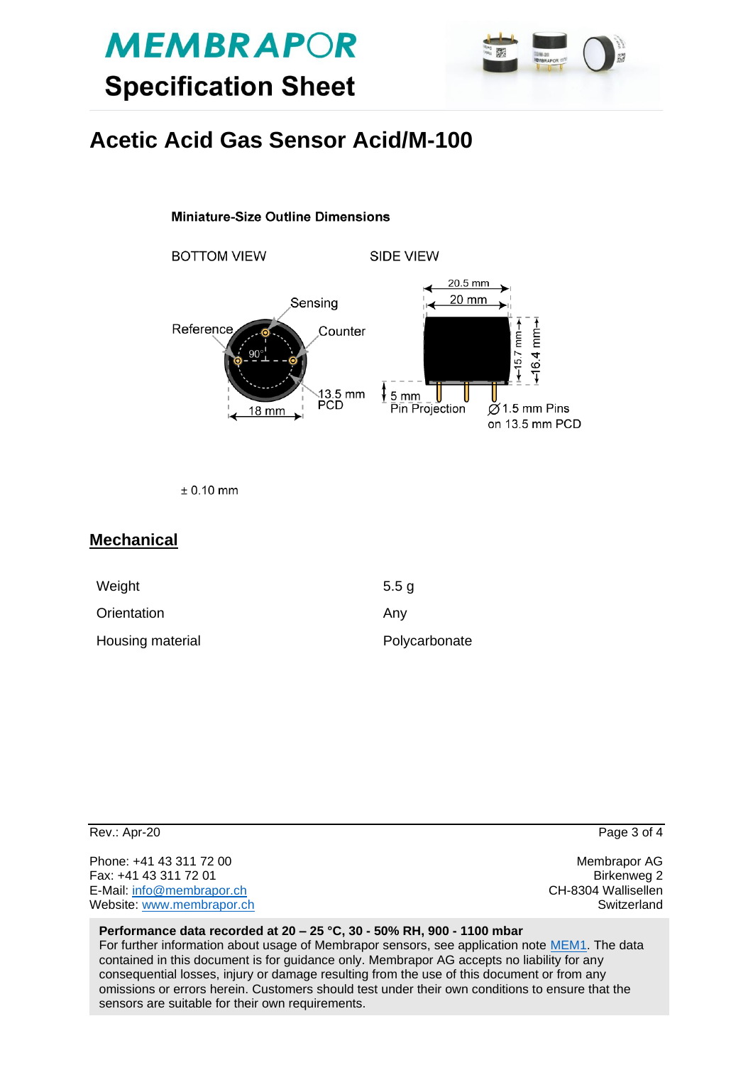# Acetic Acid Gas Sensor Acid/M-100

**Miniature-Size Outline Dimensions**

BOTTOM VIEW

Sensing

Reference

Counter

90°

13.5 mm PCD

18 mm

SIDE VIEW

20.5 mm

20 mm

15.7 mm

16.4 mm

5 mm Pin Projection

∅1.5 mm Pins on 13.5 mm PCD

± 0.10 mm

## Mechanical

| | |
|---|---|
| Weight | 5.5 g |
| Orientation | Any |
| Housing material | Polycarbonate |

Rev.: Apr-20

Phone: +41 43 311 72 00
Fax: +41 43 311 72 01
E-Mail: info@membrapor.ch
Website: www.membrapor.ch

Membrapor AG
Birkenweg 2
CH-8304 Wallisellen
Switzerland

**Performance data recorded at 20 – 25 °C, 30 - 50% RH, 900 - 1100 mbar**
For further information about usage of Membrapor sensors, see application note MEM1. The data contained in this document is for guidance only. Membrapor AG accepts no liability for any consequential losses, injury or damage resulting from the use of this document or from any omissions or errors herein. Customers should test under their own conditions to ensure that the sensors are suitable for their own requirements.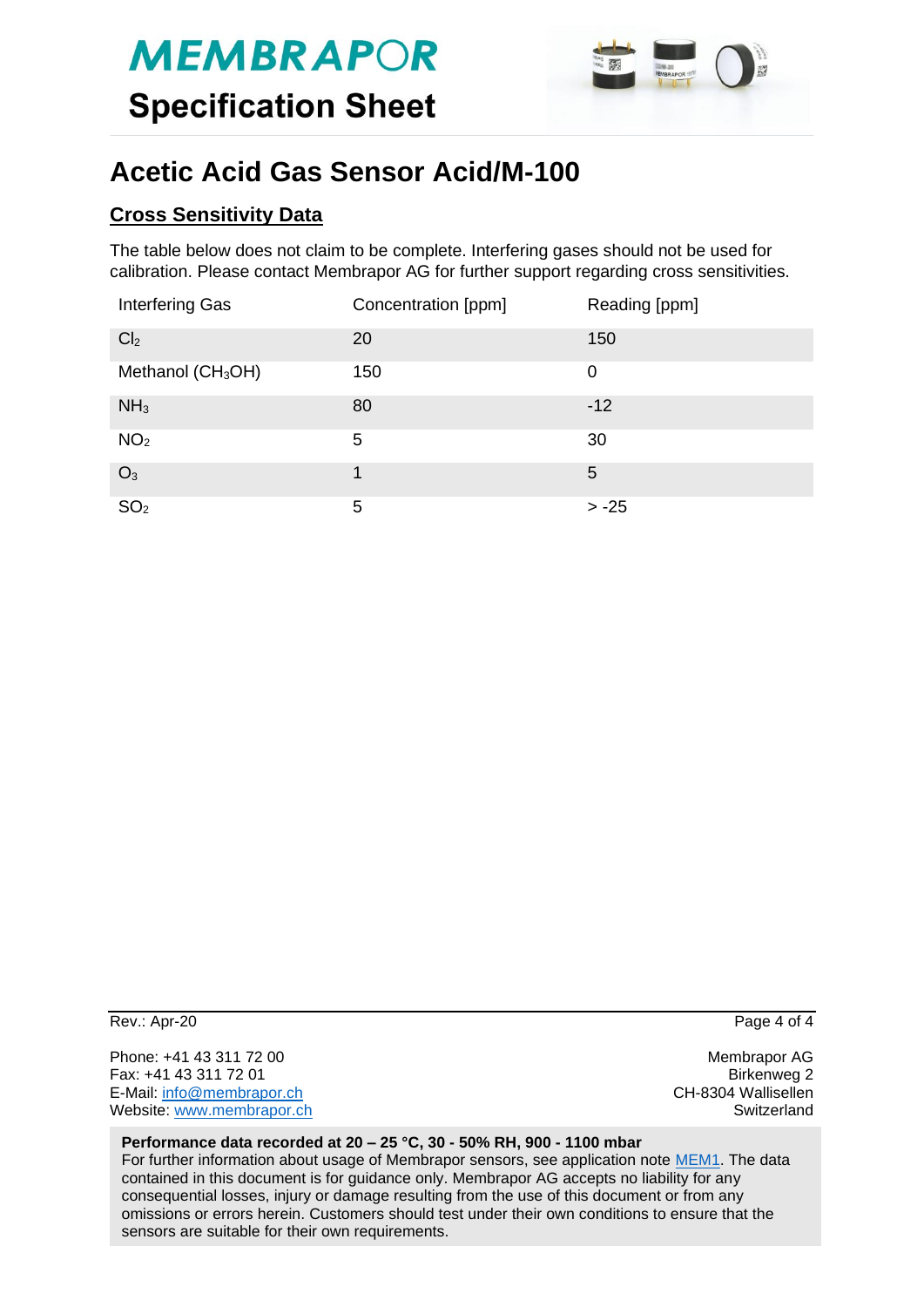# Acetic Acid Gas Sensor Acid/M-100

## Cross Sensitivity Data

The table below does not claim to be complete. Interfering gases should not be used for calibration. Please contact Membrapor AG for further support regarding cross sensitivities.

| Interfering Gas | Concentration [ppm] | Reading [ppm] |
|---|---|---|
| $Cl_2$ | 20 | 150 |
| Methanol ($CH_3OH$) | 150 | 0 |
| $NH_3$ | 80 | -12 |
| $NO_2$ | 5 | 30 |
| $O_3$ | 1 | 5 |
| $SO_2$ | 5 | > -25 |

Rev.: Apr-20

Phone: +41 43 311 72 00
Fax: +41 43 311 72 01
E-Mail: info@membrapor.ch
Website: www.membrapor.ch

Membrapor AG
Birkenweg 2
CH-8304 Wallisellen
Switzerland

**Performance data recorded at 20 – 25 °C, 30 - 50% RH, 900 - 1100 mbar**
For further information about usage of Membrapor sensors, see application note MEM1. The data contained in this document is for guidance only. Membrapor AG accepts no liability for any consequential losses, injury or damage resulting from the use of this document or from any omissions or errors herein. Customers should test under their own conditions to ensure that the sensors are suitable for their own requirements.